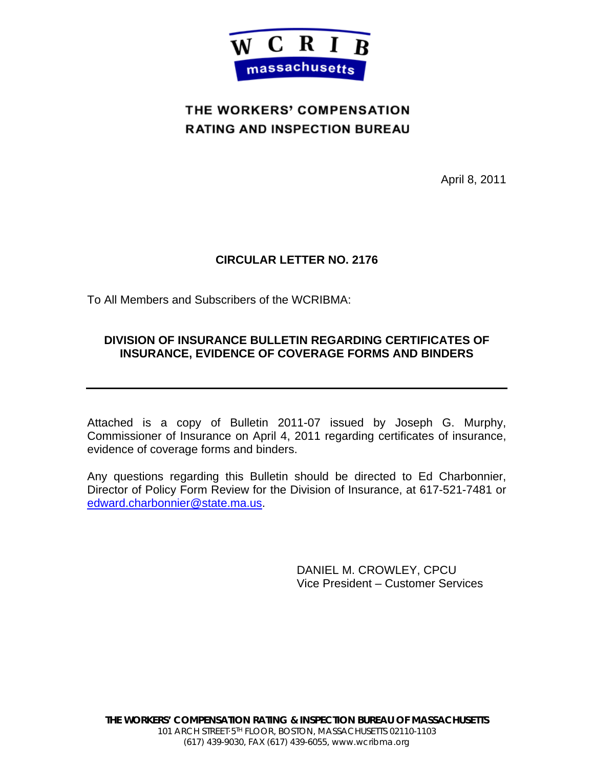WCRIB massachusetts

# THE WORKERS' COMPENSATION RATING AND INSPECTION BUREAU

April 8, 2011

## CIRCULAR LETTER NO. 2176

To All Members and Subscribers of the WCRIBMA:

### DIVISION OF INSURANCE BULLETIN REGARDING CERTIFICATES OF INSURANCE, EVIDENCE OF COVERAGE FORMS AND BINDERS

---

Attached is a copy of Bulletin 2011-07 issued by Joseph G. Murphy, Commissioner of Insurance on April 4, 2011 regarding certificates of insurance, evidence of coverage forms and binders.

Any questions regarding this Bulletin should be directed to Ed Charbonnier, Director of Policy Form Review for the Division of Insurance, at 617-521-7481 or edward.charbonnier@state.ma.us.

DANIEL M. CROWLEY, CPCU
Vice President – Customer Services

**THE WORKERS' COMPENSATION RATING & INSPECTION BUREAU OF MASSACHUSETTS**
101 ARCH STREET·5TH FLOOR, BOSTON, MASSACHUSETTS 02110-1103
(617) 439-9030, FAX (617) 439-6055, www.wcribma.org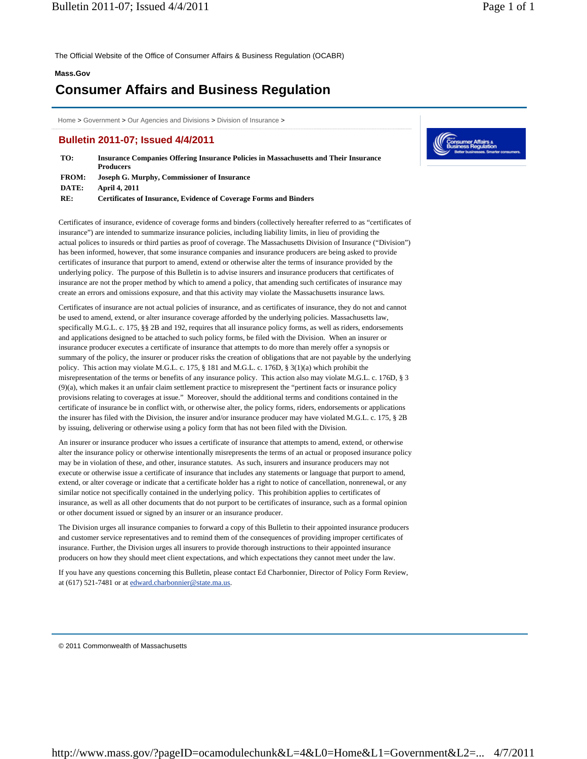The Official Website of the Office of Consumer Affairs & Business Regulation (OCABR)

**Mass.Gov**

# Consumer Affairs and Business Regulation

Home > Government > Our Agencies and Divisions > Division of Insurance >

## Bulletin 2011-07; Issued 4/4/2011

| | |
|---|---|
| **TO:** | **Insurance Companies Offering Insurance Policies in Massachusetts and Their Insurance Producers** |
| **FROM:** | **Joseph G. Murphy, Commissioner of Insurance** |
| **DATE:** | **April 4, 2011** |
| **RE:** | **Certificates of Insurance, Evidence of Coverage Forms and Binders** |

Certificates of insurance, evidence of coverage forms and binders (collectively hereafter referred to as "certificates of insurance") are intended to summarize insurance policies, including liability limits, in lieu of providing the actual polices to insureds or third parties as proof of coverage. The Massachusetts Division of Insurance ("Division") has been informed, however, that some insurance companies and insurance producers are being asked to provide certificates of insurance that purport to amend, extend or otherwise alter the terms of insurance provided by the underlying policy. The purpose of this Bulletin is to advise insurers and insurance producers that certificates of insurance are not the proper method by which to amend a policy, that amending such certificates of insurance may create an errors and omissions exposure, and that this activity may violate the Massachusetts insurance laws.

Certificates of insurance are not actual policies of insurance, and as certificates of insurance, they do not and cannot be used to amend, extend, or alter insurance coverage afforded by the underlying policies. Massachusetts law, specifically M.G.L. c. 175, §§ 2B and 192, requires that all insurance policy forms, as well as riders, endorsements and applications designed to be attached to such policy forms, be filed with the Division. When an insurer or insurance producer executes a certificate of insurance that attempts to do more than merely offer a synopsis or summary of the policy, the insurer or producer risks the creation of obligations that are not payable by the underlying policy. This action may violate M.G.L. c. 175, § 181 and M.G.L. c. 176D, § 3(1)(a) which prohibit the misrepresentation of the terms or benefits of any insurance policy. This action also may violate M.G.L. c. 176D, § 3 (9)(a), which makes it an unfair claim settlement practice to misrepresent the "pertinent facts or insurance policy provisions relating to coverages at issue." Moreover, should the additional terms and conditions contained in the certificate of insurance be in conflict with, or otherwise alter, the policy forms, riders, endorsements or applications the insurer has filed with the Division, the insurer and/or insurance producer may have violated M.G.L. c. 175, § 2B by issuing, delivering or otherwise using a policy form that has not been filed with the Division.

An insurer or insurance producer who issues a certificate of insurance that attempts to amend, extend, or otherwise alter the insurance policy or otherwise intentionally misrepresents the terms of an actual or proposed insurance policy may be in violation of these, and other, insurance statutes. As such, insurers and insurance producers may not execute or otherwise issue a certificate of insurance that includes any statements or language that purport to amend, extend, or alter coverage or indicate that a certificate holder has a right to notice of cancellation, nonrenewal, or any similar notice not specifically contained in the underlying policy. This prohibition applies to certificates of insurance, as well as all other documents that do not purport to be certificates of insurance, such as a formal opinion or other document issued or signed by an insurer or an insurance producer.

The Division urges all insurance companies to forward a copy of this Bulletin to their appointed insurance producers and customer service representatives and to remind them of the consequences of providing improper certificates of insurance. Further, the Division urges all insurers to provide thorough instructions to their appointed insurance producers on how they should meet client expectations, and which expectations they cannot meet under the law.

If you have any questions concerning this Bulletin, please contact Ed Charbonnier, Director of Policy Form Review, at (617) 521-7481 or at edward.charbonnier@state.ma.us.

© 2011 Commonwealth of Massachusetts